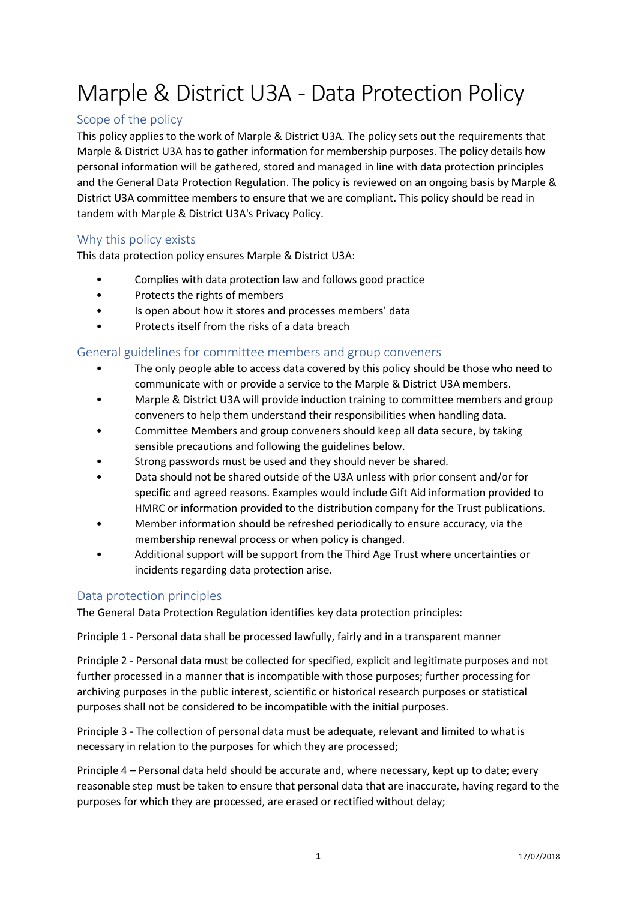# Marple & District U3A - Data Protection Policy

## Scope of the policy

This policy applies to the work of Marple & District U3A. The policy sets out the requirements that Marple & District U3A has to gather information for membership purposes. The policy details how personal information will be gathered, stored and managed in line with data protection principles and the General Data Protection Regulation. The policy is reviewed on an ongoing basis by Marple & District U3A committee members to ensure that we are compliant. This policy should be read in tandem with Marple & District U3A's Privacy Policy.

## Why this policy exists

This data protection policy ensures Marple & District U3A:

- Complies with data protection law and follows good practice
- Protects the rights of members
- Is open about how it stores and processes members' data
- Protects itself from the risks of a data breach

## General guidelines for committee members and group conveners

- The only people able to access data covered by this policy should be those who need to communicate with or provide a service to the Marple & District U3A members.
- Marple & District U3A will provide induction training to committee members and group conveners to help them understand their responsibilities when handling data.
- Committee Members and group conveners should keep all data secure, by taking sensible precautions and following the guidelines below.
- Strong passwords must be used and they should never be shared.
- Data should not be shared outside of the U3A unless with prior consent and/or for specific and agreed reasons. Examples would include Gift Aid information provided to HMRC or information provided to the distribution company for the Trust publications.
- Member information should be refreshed periodically to ensure accuracy, via the membership renewal process or when policy is changed.
- Additional support will be support from the Third Age Trust where uncertainties or incidents regarding data protection arise.

## Data protection principles

The General Data Protection Regulation identifies key data protection principles:

Principle 1 - Personal data shall be processed lawfully, fairly and in a transparent manner

Principle 2 - Personal data must be collected for specified, explicit and legitimate purposes and not further processed in a manner that is incompatible with those purposes; further processing for archiving purposes in the public interest, scientific or historical research purposes or statistical purposes shall not be considered to be incompatible with the initial purposes.

Principle 3 - The collection of personal data must be adequate, relevant and limited to what is necessary in relation to the purposes for which they are processed;

Principle 4 – Personal data held should be accurate and, where necessary, kept up to date; every reasonable step must be taken to ensure that personal data that are inaccurate, having regard to the purposes for which they are processed, are erased or rectified without delay;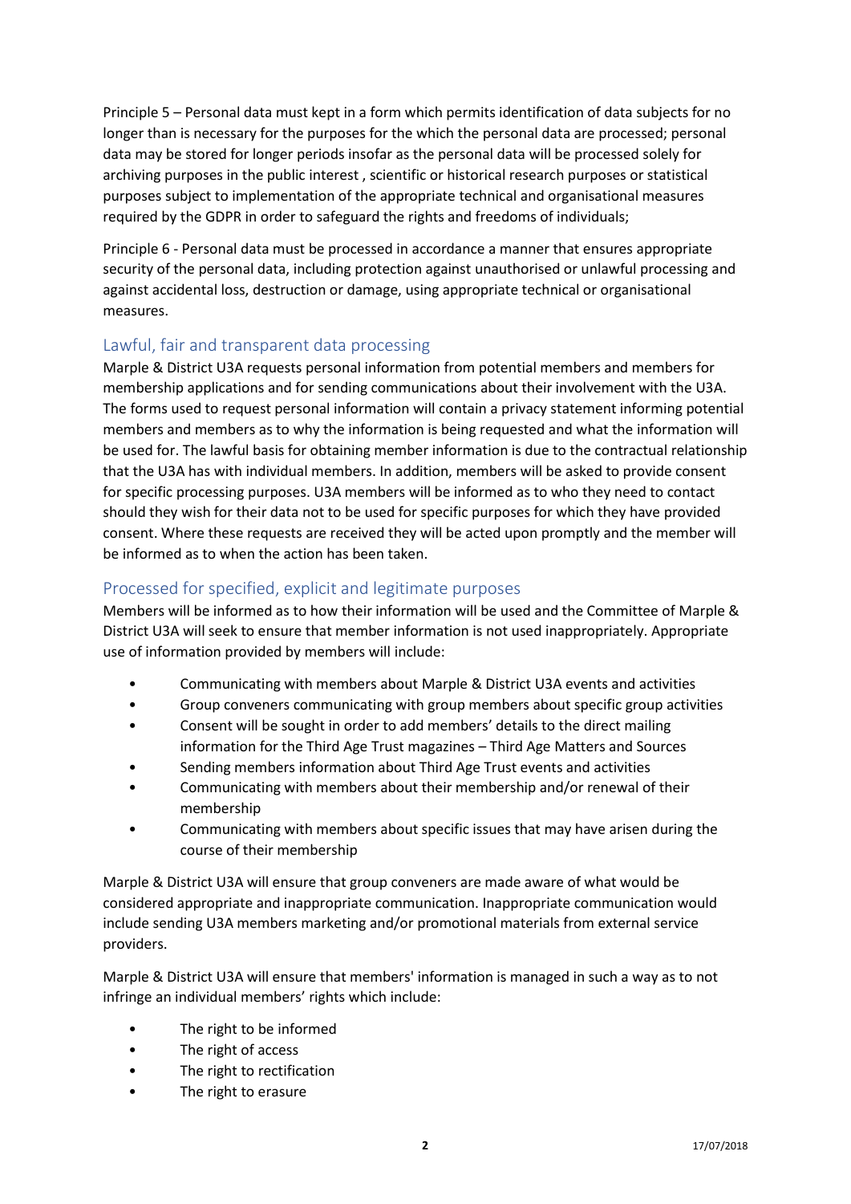Principle 5 – Personal data must kept in a form which permits identification of data subjects for no longer than is necessary for the purposes for the which the personal data are processed; personal data may be stored for longer periods insofar as the personal data will be processed solely for archiving purposes in the public interest , scientific or historical research purposes or statistical purposes subject to implementation of the appropriate technical and organisational measures required by the GDPR in order to safeguard the rights and freedoms of individuals;

Principle 6 - Personal data must be processed in accordance a manner that ensures appropriate security of the personal data, including protection against unauthorised or unlawful processing and against accidental loss, destruction or damage, using appropriate technical or organisational measures.

## Lawful, fair and transparent data processing

Marple & District U3A requests personal information from potential members and members for membership applications and for sending communications about their involvement with the U3A. The forms used to request personal information will contain a privacy statement informing potential members and members as to why the information is being requested and what the information will be used for. The lawful basis for obtaining member information is due to the contractual relationship that the U3A has with individual members. In addition, members will be asked to provide consent for specific processing purposes. U3A members will be informed as to who they need to contact should they wish for their data not to be used for specific purposes for which they have provided consent. Where these requests are received they will be acted upon promptly and the member will be informed as to when the action has been taken.

## Processed for specified, explicit and legitimate purposes

Members will be informed as to how their information will be used and the Committee of Marple & District U3A will seek to ensure that member information is not used inappropriately. Appropriate use of information provided by members will include:

- Communicating with members about Marple & District U3A events and activities
- Group conveners communicating with group members about specific group activities
- Consent will be sought in order to add members' details to the direct mailing information for the Third Age Trust magazines – Third Age Matters and Sources
- Sending members information about Third Age Trust events and activities
- Communicating with members about their membership and/or renewal of their membership
- Communicating with members about specific issues that may have arisen during the course of their membership

Marple & District U3A will ensure that group conveners are made aware of what would be considered appropriate and inappropriate communication. Inappropriate communication would include sending U3A members marketing and/or promotional materials from external service providers.

Marple & District U3A will ensure that members' information is managed in such a way as to not infringe an individual members' rights which include:

- The right to be informed
- The right of access
- The right to rectification
- The right to erasure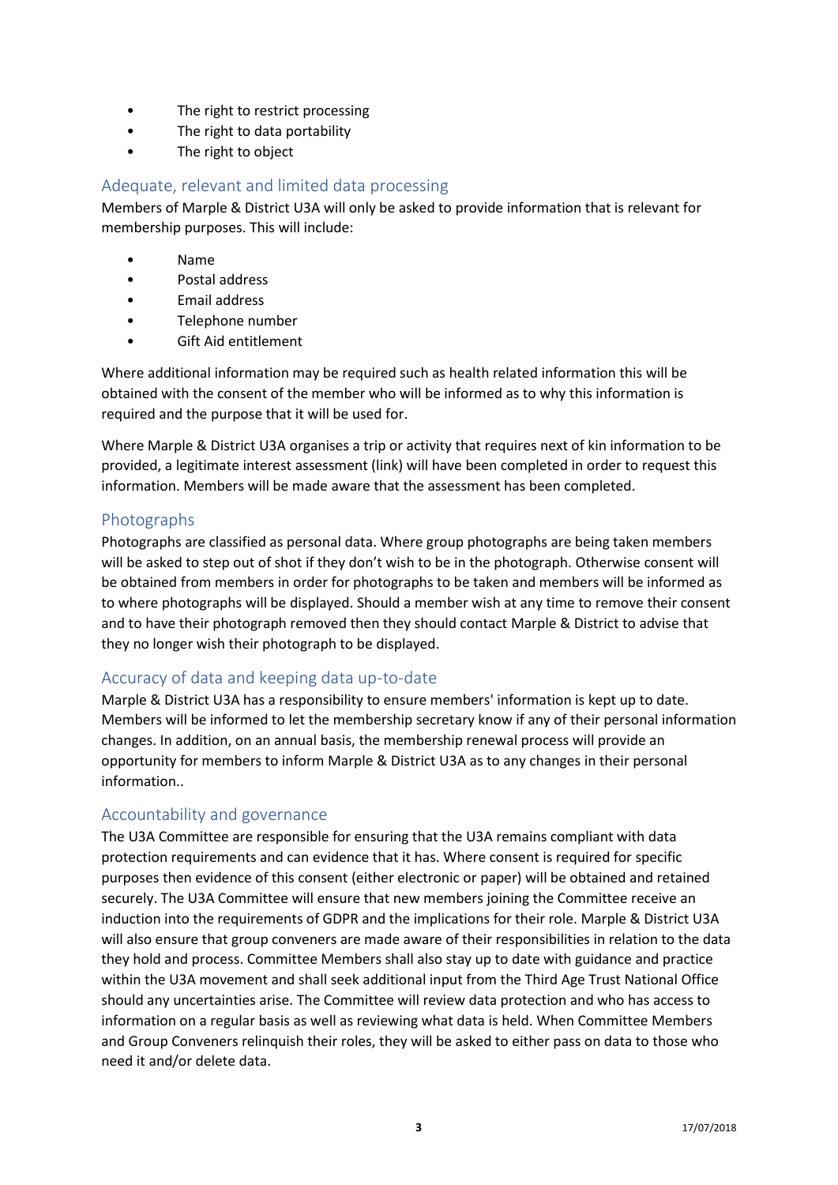- The right to restrict processing
- The right to data portability
- The right to object

## Adequate, relevant and limited data processing

Members of Marple & District U3A will only be asked to provide information that is relevant for membership purposes. This will include:

- Name
- Postal address
- Email address
- Telephone number
- Gift Aid entitlement

Where additional information may be required such as health related information this will be obtained with the consent of the member who will be informed as to why this information is required and the purpose that it will be used for.

Where Marple & District U3A organises a trip or activity that requires next of kin information to be provided, a legitimate interest assessment (link) will have been completed in order to request this information. Members will be made aware that the assessment has been completed.

## Photographs

Photographs are classified as personal data. Where group photographs are being taken members will be asked to step out of shot if they don't wish to be in the photograph. Otherwise consent will be obtained from members in order for photographs to be taken and members will be informed as to where photographs will be displayed. Should a member wish at any time to remove their consent and to have their photograph removed then they should contact Marple & District to advise that they no longer wish their photograph to be displayed.

## Accuracy of data and keeping data up-to-date

Marple & District U3A has a responsibility to ensure members' information is kept up to date. Members will be informed to let the membership secretary know if any of their personal information changes. In addition, on an annual basis, the membership renewal process will provide an opportunity for members to inform Marple & District U3A as to any changes in their personal information..

## Accountability and governance

The U3A Committee are responsible for ensuring that the U3A remains compliant with data protection requirements and can evidence that it has. Where consent is required for specific purposes then evidence of this consent (either electronic or paper) will be obtained and retained securely. The U3A Committee will ensure that new members joining the Committee receive an induction into the requirements of GDPR and the implications for their role. Marple & District U3A will also ensure that group conveners are made aware of their responsibilities in relation to the data they hold and process. Committee Members shall also stay up to date with guidance and practice within the U3A movement and shall seek additional input from the Third Age Trust National Office should any uncertainties arise. The Committee will review data protection and who has access to information on a regular basis as well as reviewing what data is held. When Committee Members and Group Conveners relinquish their roles, they will be asked to either pass on data to those who need it and/or delete data.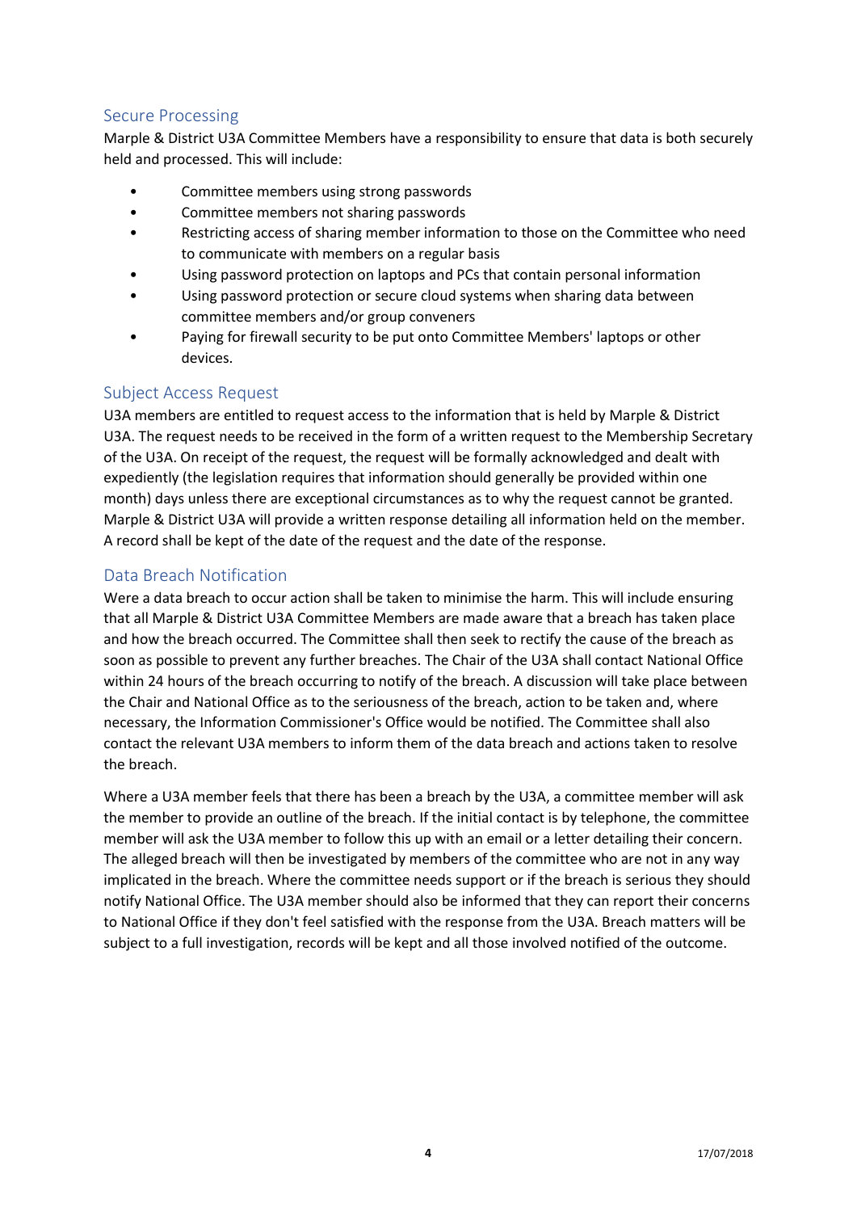## Secure Processing

Marple & District U3A Committee Members have a responsibility to ensure that data is both securely held and processed. This will include:

- Committee members using strong passwords
- Committee members not sharing passwords
- Restricting access of sharing member information to those on the Committee who need to communicate with members on a regular basis
- Using password protection on laptops and PCs that contain personal information
- Using password protection or secure cloud systems when sharing data between committee members and/or group conveners
- Paying for firewall security to be put onto Committee Members' laptops or other devices.

## Subject Access Request

U3A members are entitled to request access to the information that is held by Marple & District U3A. The request needs to be received in the form of a written request to the Membership Secretary of the U3A. On receipt of the request, the request will be formally acknowledged and dealt with expediently (the legislation requires that information should generally be provided within one month) days unless there are exceptional circumstances as to why the request cannot be granted. Marple & District U3A will provide a written response detailing all information held on the member. A record shall be kept of the date of the request and the date of the response.

## Data Breach Notification

Were a data breach to occur action shall be taken to minimise the harm. This will include ensuring that all Marple & District U3A Committee Members are made aware that a breach has taken place and how the breach occurred. The Committee shall then seek to rectify the cause of the breach as soon as possible to prevent any further breaches. The Chair of the U3A shall contact National Office within 24 hours of the breach occurring to notify of the breach. A discussion will take place between the Chair and National Office as to the seriousness of the breach, action to be taken and, where necessary, the Information Commissioner's Office would be notified. The Committee shall also contact the relevant U3A members to inform them of the data breach and actions taken to resolve the breach.

Where a U3A member feels that there has been a breach by the U3A, a committee member will ask the member to provide an outline of the breach. If the initial contact is by telephone, the committee member will ask the U3A member to follow this up with an email or a letter detailing their concern. The alleged breach will then be investigated by members of the committee who are not in any way implicated in the breach. Where the committee needs support or if the breach is serious they should notify National Office. The U3A member should also be informed that they can report their concerns to National Office if they don't feel satisfied with the response from the U3A. Breach matters will be subject to a full investigation, records will be kept and all those involved notified of the outcome.